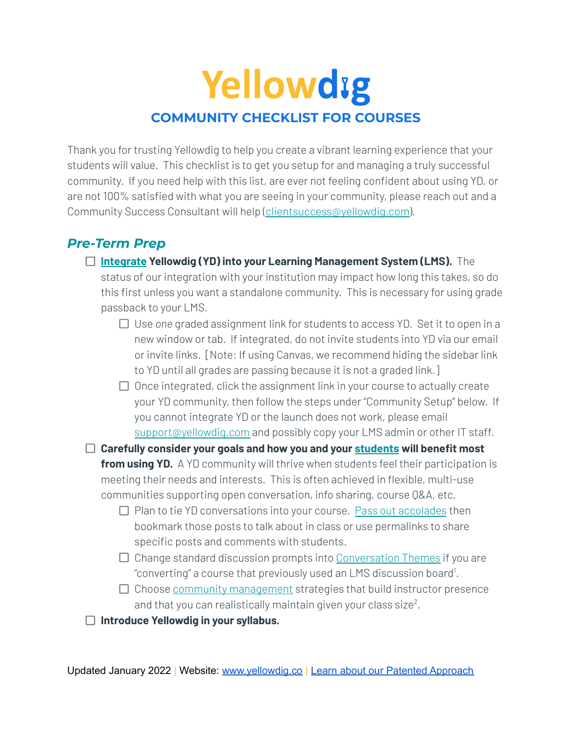# Yellowdig

## COMMUNITY CHECKLIST FOR COURSES

Thank you for trusting Yellowdig to help you create a vibrant learning experience that your students will value. This checklist is to get you setup for and managing a truly successful community. If you need help with this list, are ever not feeling confident about using YD, or are not 100% satisfied with what you are seeing in your community, please reach out and a Community Success Consultant will help (clientsuccess@yellowdig.com).

### *Pre-Term Prep*

- [ ] **Integrate Yellowdig (YD) into your Learning Management System (LMS).** The status of our integration with your institution may impact how long this takes, so do this first unless you want a standalone community. This is necessary for using grade passback to your LMS.
    - [ ] Use *one* graded assignment link for students to access YD. Set it to open in a new window or tab. If integrated, do not invite students into YD via our email or invite links. [Note: If using Canvas, we recommend hiding the sidebar link to YD until all grades are passing because it is not a graded link.]
    - [ ] Once integrated, click the assignment link in your course to actually create your YD community, then follow the steps under "Community Setup" below. If you cannot integrate YD or the launch does not work, please email support@yellowdig.com and possibly copy your LMS admin or other IT staff.
- [ ] **Carefully consider your goals and how you and your students will benefit most from using YD.** A YD community will thrive when students feel their participation is meeting their needs and interests. This is often achieved in flexible, multi-use communities supporting open conversation, info sharing, course Q&A, etc.
    - [ ] Plan to tie YD conversations into your course. Pass out accolades then bookmark those posts to talk about in class or use permalinks to share specific posts and comments with students.
    - [ ] Change standard discussion prompts into Conversation Themes if you are "converting" a course that previously used an LMS discussion board[1].
    - [ ] Choose community management strategies that build instructor presence and that you can realistically maintain given your class size[2].
- [ ] **Introduce Yellowdig in your syllabus.**

Updated January 2022 | Website: www.yellowdig.co | Learn about our Patented Approach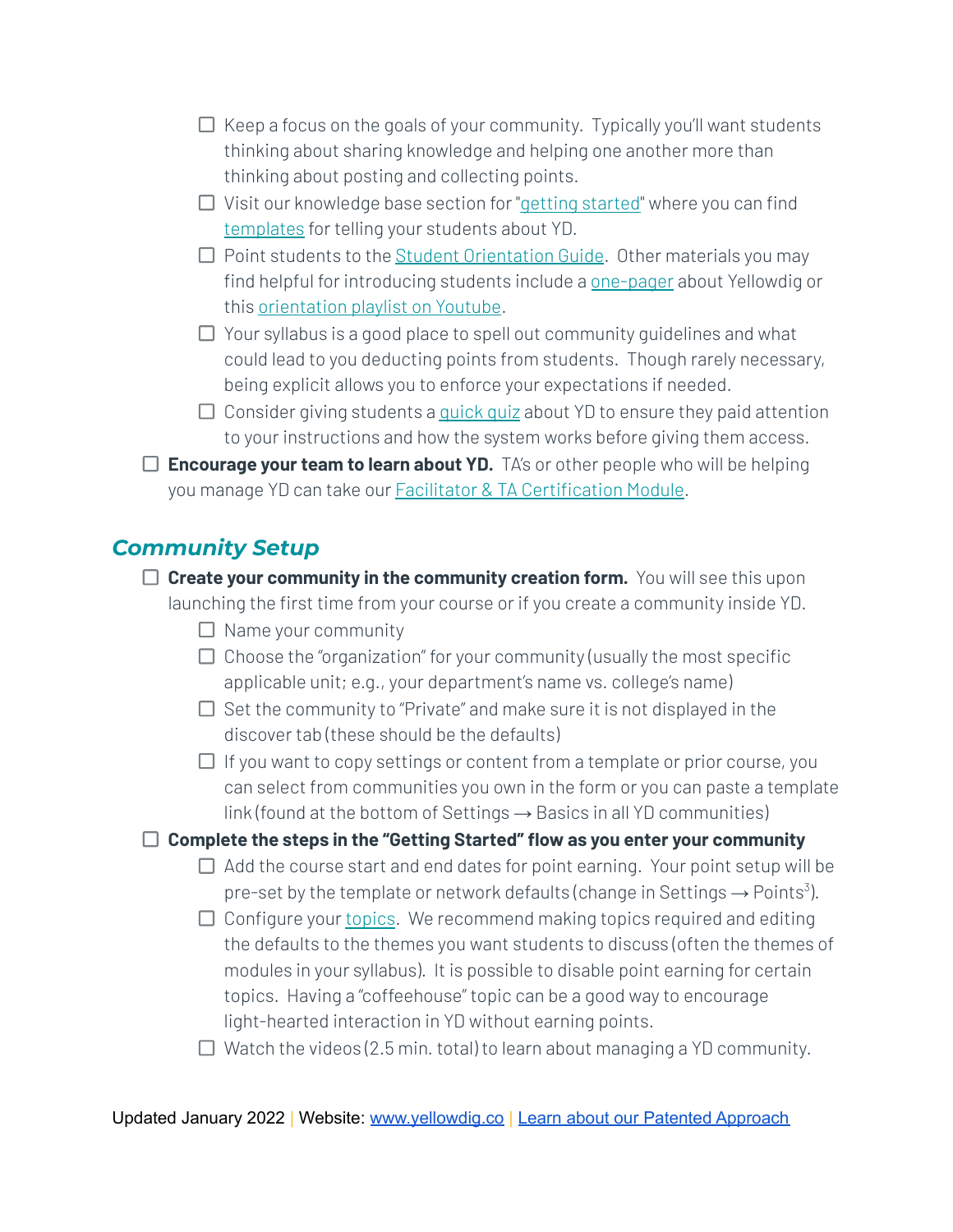- [ ] Keep a focus on the goals of your community. Typically you'll want students thinking about sharing knowledge and helping one another more than thinking about posting and collecting points.
- [ ] Visit our knowledge base section for "getting started" where you can find templates for telling your students about YD.
- [ ] Point students to the Student Orientation Guide. Other materials you may find helpful for introducing students include a one-pager about Yellowdig or this orientation playlist on Youtube.
- [ ] Your syllabus is a good place to spell out community guidelines and what could lead to you deducting points from students. Though rarely necessary, being explicit allows you to enforce your expectations if needed.
- [ ] Consider giving students a quick quiz about YD to ensure they paid attention to your instructions and how the system works before giving them access.

- [ ] **Encourage your team to learn about YD.** TA's or other people who will be helping you manage YD can take our Facilitator & TA Certification Module.

## *Community Setup*

- [ ] **Create your community in the community creation form.** You will see this upon launching the first time from your course or if you create a community inside YD.
    - [ ] Name your community
    - [ ] Choose the "organization" for your community (usually the most specific applicable unit; e.g., your department's name vs. college's name)
    - [ ] Set the community to "Private" and make sure it is not displayed in the discover tab (these should be the defaults)
    - [ ] If you want to copy settings or content from a template or prior course, you can select from communities you own in the form or you can paste a template link (found at the bottom of Settings → Basics in all YD communities)
- [ ] **Complete the steps in the "Getting Started" flow as you enter your community**
    - [ ] Add the course start and end dates for point earning. Your point setup will be pre-set by the template or network defaults (change in Settings → Points[3]).
    - [ ] Configure your topics. We recommend making topics required and editing the defaults to the themes you want students to discuss (often the themes of modules in your syllabus). It is possible to disable point earning for certain topics. Having a "coffeehouse" topic can be a good way to encourage light-hearted interaction in YD without earning points.
    - [ ] Watch the videos (2.5 min. total) to learn about managing a YD community.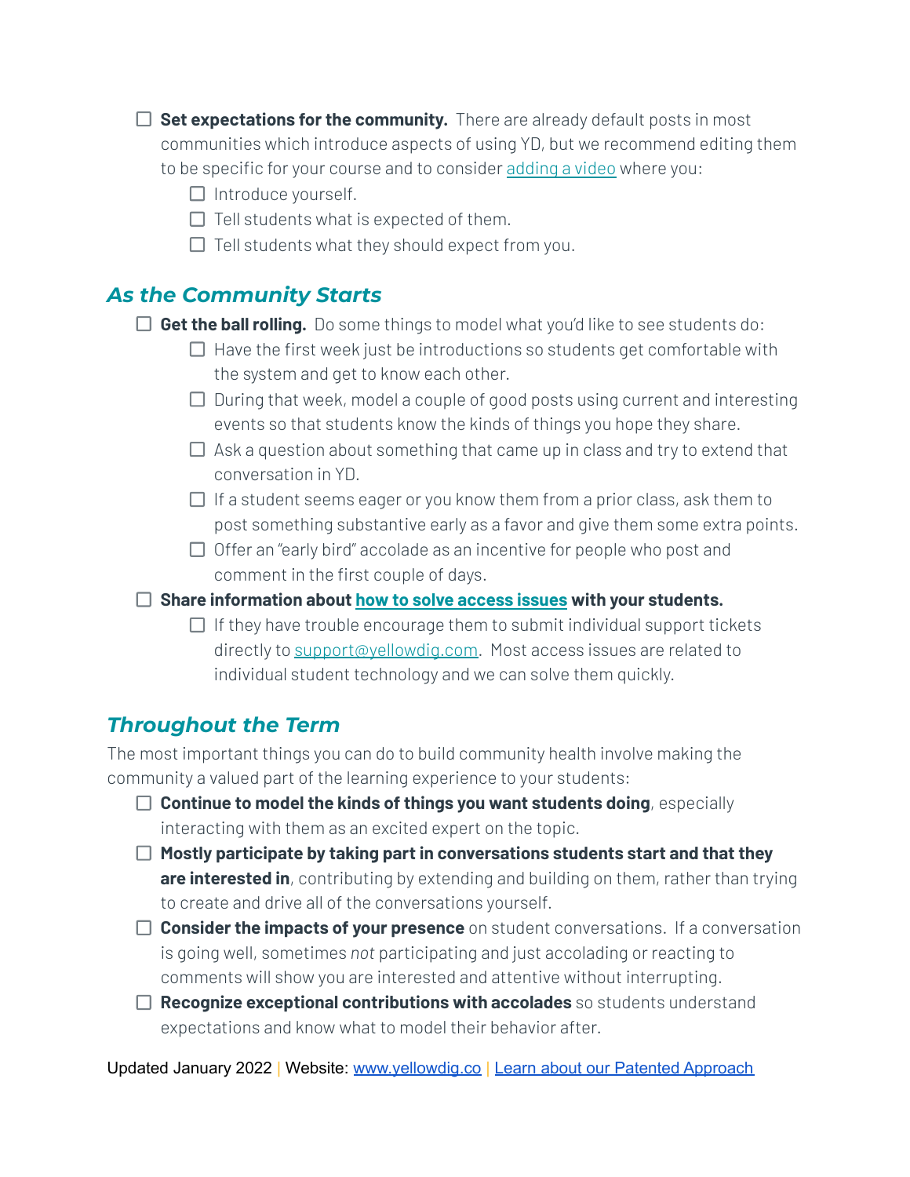- [ ] **Set expectations for the community.** There are already default posts in most communities which introduce aspects of using YD, but we recommend editing them to be specific for your course and to consider adding a video where you:
    - [ ] Introduce yourself.
    - [ ] Tell students what is expected of them.
    - [ ] Tell students what they should expect from you.

## *As the Community Starts*

- [ ] **Get the ball rolling.** Do some things to model what you'd like to see students do:
    - [ ] Have the first week just be introductions so students get comfortable with the system and get to know each other.
    - [ ] During that week, model a couple of good posts using current and interesting events so that students know the kinds of things you hope they share.
    - [ ] Ask a question about something that came up in class and try to extend that conversation in YD.
    - [ ] If a student seems eager or you know them from a prior class, ask them to post something substantive early as a favor and give them some extra points.
    - [ ] Offer an "early bird" accolade as an incentive for people who post and comment in the first couple of days.
- [ ] **Share information about how to solve access issues with your students.**
    - [ ] If they have trouble encourage them to submit individual support tickets directly to support@yellowdig.com. Most access issues are related to individual student technology and we can solve them quickly.

## *Throughout the Term*

The most important things you can do to build community health involve making the community a valued part of the learning experience to your students:

- [ ] **Continue to model the kinds of things you want students doing**, especially interacting with them as an excited expert on the topic.
- [ ] **Mostly participate by taking part in conversations students start and that they are interested in**, contributing by extending and building on them, rather than trying to create and drive all of the conversations yourself.
- [ ] **Consider the impacts of your presence** on student conversations. If a conversation is going well, sometimes *not* participating and just accolading or reacting to comments will show you are interested and attentive without interrupting.
- [ ] **Recognize exceptional contributions with accolades** so students understand expectations and know what to model their behavior after.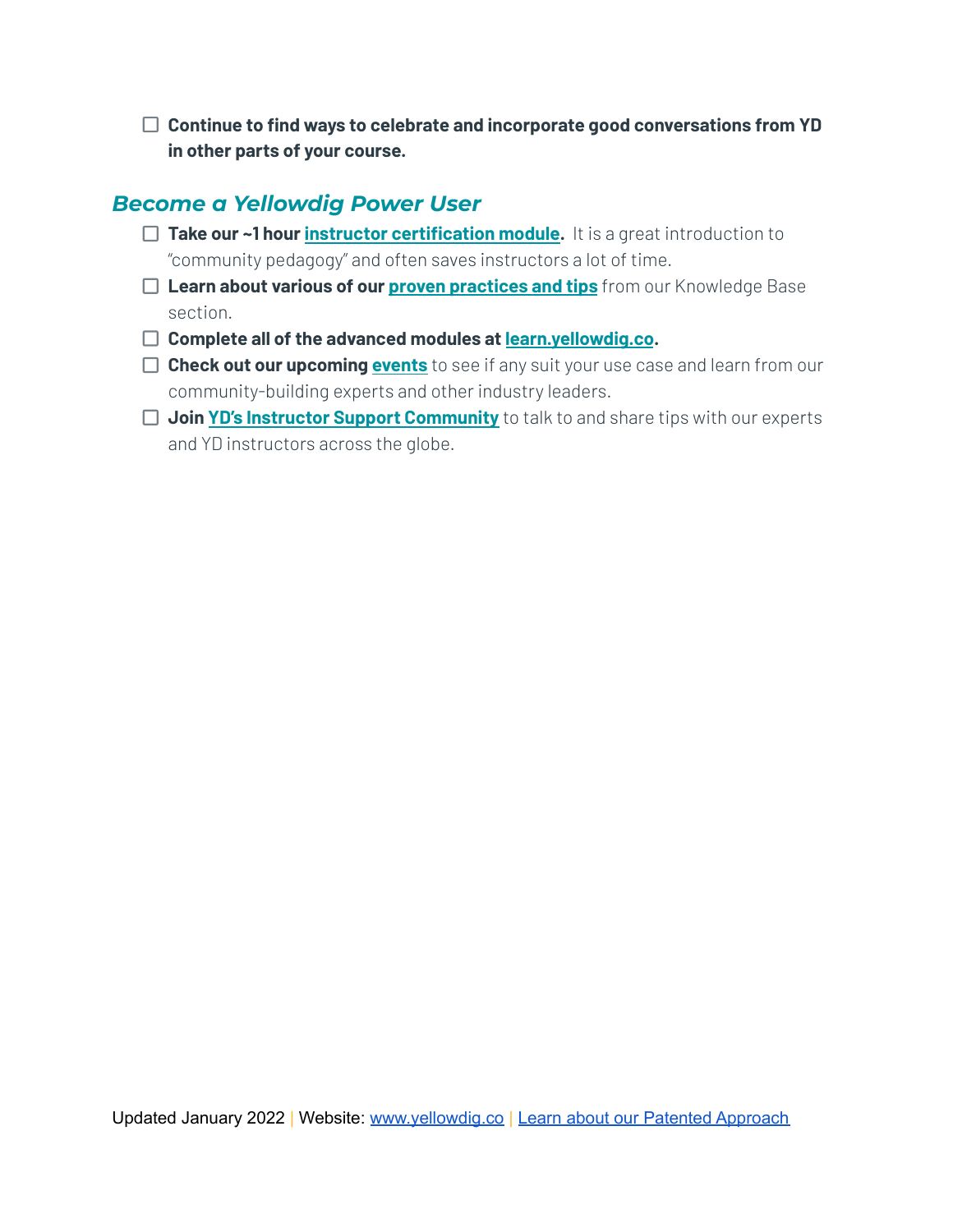- [ ] **Continue to find ways to celebrate and incorporate good conversations from YD in other parts of your course.**

## *Become a Yellowdig Power User*

- [ ] **Take our ~1 hour instructor certification module.** It is a great introduction to "community pedagogy" and often saves instructors a lot of time.
- [ ] **Learn about various of our proven practices and tips** from our Knowledge Base section.
- [ ] **Complete all of the advanced modules at learn.yellowdig.co.**
- [ ] **Check out our upcoming events** to see if any suit your use case and learn from our community-building experts and other industry leaders.
- [ ] **Join YD's Instructor Support Community** to talk to and share tips with our experts and YD instructors across the globe.

Updated January 2022 | Website: www.yellowdig.co | Learn about our Patented Approach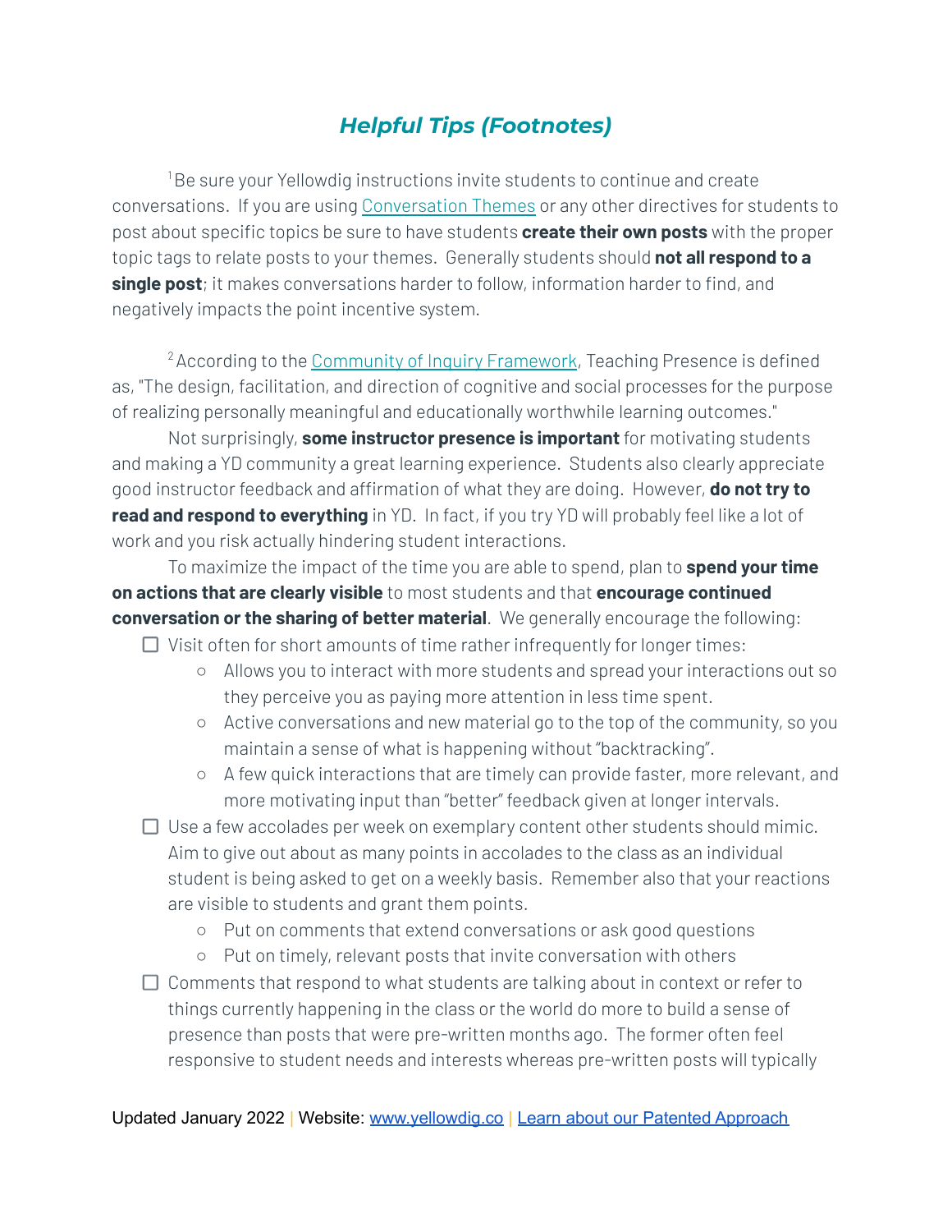## ***Helpful Tips (Footnotes)***

[1] Be sure your Yellowdig instructions invite students to continue and create conversations. If you are using [Conversation Themes]() or any other directives for students to post about specific topics be sure to have students **create their own posts** with the proper topic tags to relate posts to your themes. Generally students should **not all respond to a single post**; it makes conversations harder to follow, information harder to find, and negatively impacts the point incentive system.

[2] According to the [Community of Inquiry Framework](), Teaching Presence is defined as, "The design, facilitation, and direction of cognitive and social processes for the purpose of realizing personally meaningful and educationally worthwhile learning outcomes."

Not surprisingly, **some instructor presence is important** for motivating students and making a YD community a great learning experience. Students also clearly appreciate good instructor feedback and affirmation of what they are doing. However, **do not try to read and respond to everything** in YD. In fact, if you try YD will probably feel like a lot of work and you risk actually hindering student interactions.

To maximize the impact of the time you are able to spend, plan to **spend your time on actions that are clearly visible** to most students and that **encourage continued conversation or the sharing of better material**. We generally encourage the following:

- [ ] Visit often for short amounts of time rather infrequently for longer times:
  - Allows you to interact with more students and spread your interactions out so they perceive you as paying more attention in less time spent.
  - Active conversations and new material go to the top of the community, so you maintain a sense of what is happening without "backtracking".
  - A few quick interactions that are timely can provide faster, more relevant, and more motivating input than "better" feedback given at longer intervals.
- [ ] Use a few accolades per week on exemplary content other students should mimic. Aim to give out about as many points in accolades to the class as an individual student is being asked to get on a weekly basis. Remember also that your reactions are visible to students and grant them points.
  - Put on comments that extend conversations or ask good questions
  - Put on timely, relevant posts that invite conversation with others
- [ ] Comments that respond to what students are talking about in context or refer to things currently happening in the class or the world do more to build a sense of presence than posts that were pre-written months ago. The former often feel responsive to student needs and interests whereas pre-written posts will typically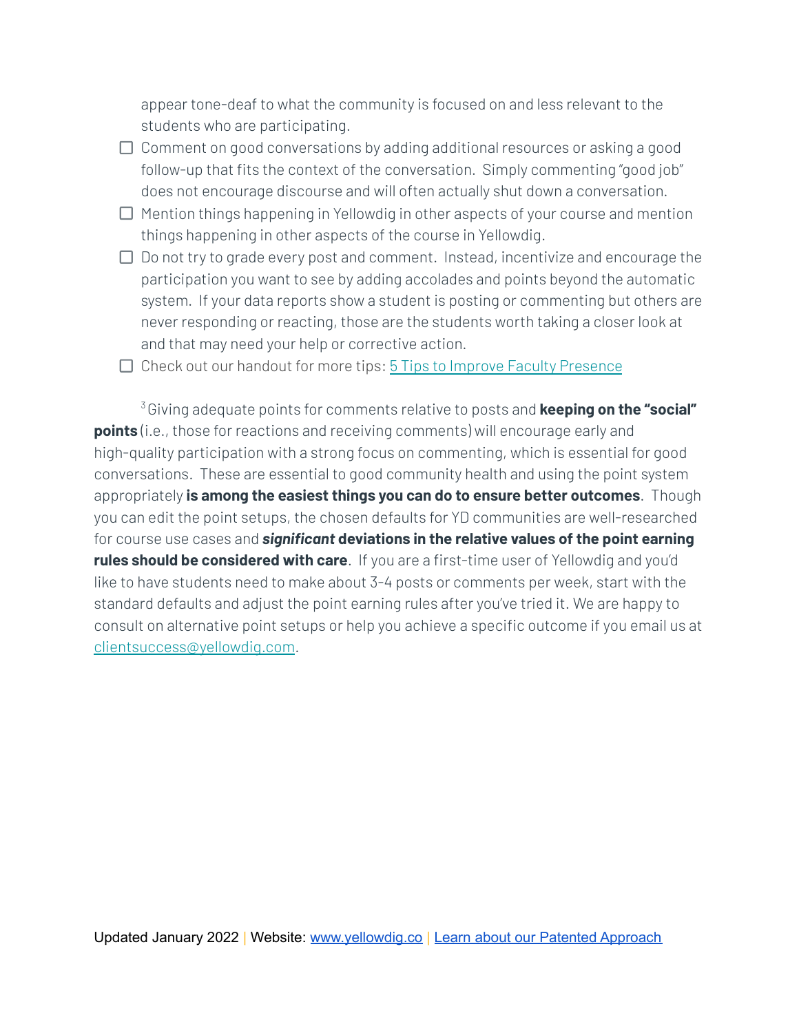appear tone-deaf to what the community is focused on and less relevant to the students who are participating.

- [ ] Comment on good conversations by adding additional resources or asking a good follow-up that fits the context of the conversation. Simply commenting "good job" does not encourage discourse and will often actually shut down a conversation.
- [ ] Mention things happening in Yellowdig in other aspects of your course and mention things happening in other aspects of the course in Yellowdig.
- [ ] Do not try to grade every post and comment. Instead, incentivize and encourage the participation you want to see by adding accolades and points beyond the automatic system. If your data reports show a student is posting or commenting but others are never responding or reacting, those are the students worth taking a closer look at and that may need your help or corrective action.
- [ ] Check out our handout for more tips: [5 Tips to Improve Faculty Presence]()

[3] Giving adequate points for comments relative to posts and **keeping on the "social" points** (i.e., those for reactions and receiving comments) will encourage early and high-quality participation with a strong focus on commenting, which is essential for good conversations. These are essential to good community health and using the point system appropriately **is among the easiest things you can do to ensure better outcomes**. Though you can edit the point setups, the chosen defaults for YD communities are well-researched for course use cases and ***significant*** **deviations in the relative values of the point earning rules should be considered with care**. If you are a first-time user of Yellowdig and you'd like to have students need to make about 3-4 posts or comments per week, start with the standard defaults and adjust the point earning rules after you've tried it. We are happy to consult on alternative point setups or help you achieve a specific outcome if you email us at [clientsuccess@yellowdig.com](mailto:clientsuccess@yellowdig.com).